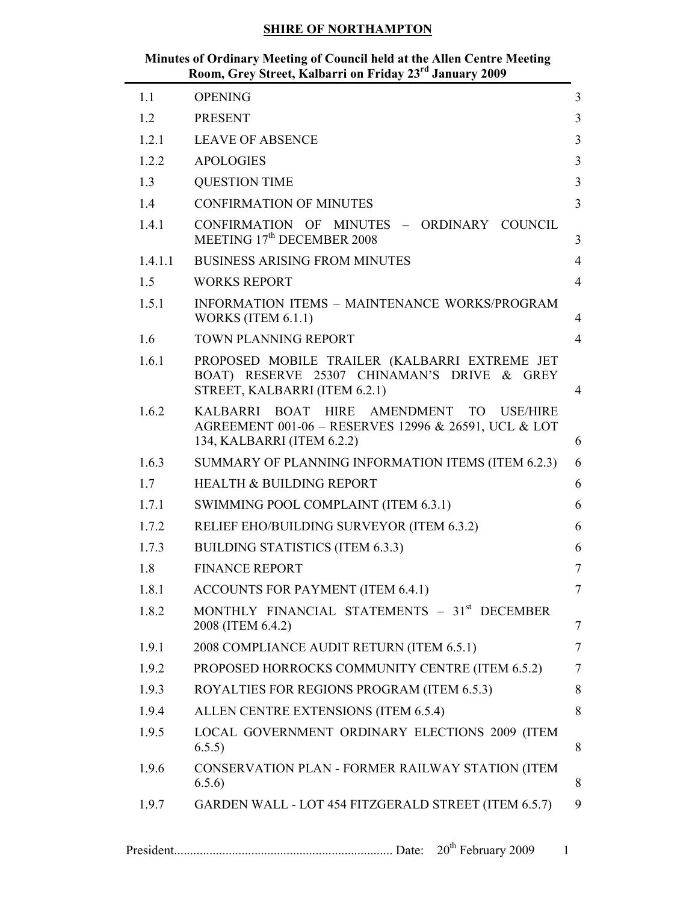**SHIRE OF NORTHAMPTON**

**Minutes of Ordinary Meeting of Council held at the Allen Centre Meeting Room, Grey Street, Kalbarri on Friday 23rd January 2009**

| | | |
|---|---|---|
| 1.1 | OPENING | 3 |
| 1.2 | PRESENT | 3 |
| 1.2.1 | LEAVE OF ABSENCE | 3 |
| 1.2.2 | APOLOGIES | 3 |
| 1.3 | QUESTION TIME | 3 |
| 1.4 | CONFIRMATION OF MINUTES | 3 |
| 1.4.1 | CONFIRMATION OF MINUTES – ORDINARY COUNCIL MEETING 17th DECEMBER 2008 | 3 |
| 1.4.1.1 | BUSINESS ARISING FROM MINUTES | 4 |
| 1.5 | WORKS REPORT | 4 |
| 1.5.1 | INFORMATION ITEMS – MAINTENANCE WORKS/PROGRAM WORKS (ITEM 6.1.1) | 4 |
| 1.6 | TOWN PLANNING REPORT | 4 |
| 1.6.1 | PROPOSED MOBILE TRAILER (KALBARRI EXTREME JET BOAT) RESERVE 25307 CHINAMAN'S DRIVE & GREY STREET, KALBARRI (ITEM 6.2.1) | 4 |
| 1.6.2 | KALBARRI BOAT HIRE AMENDMENT TO USE/HIRE AGREEMENT 001-06 – RESERVES 12996 & 26591, UCL & LOT 134, KALBARRI (ITEM 6.2.2) | 6 |
| 1.6.3 | SUMMARY OF PLANNING INFORMATION ITEMS (ITEM 6.2.3) | 6 |
| 1.7 | HEALTH & BUILDING REPORT | 6 |
| 1.7.1 | SWIMMING POOL COMPLAINT (ITEM 6.3.1) | 6 |
| 1.7.2 | RELIEF EHO/BUILDING SURVEYOR (ITEM 6.3.2) | 6 |
| 1.7.3 | BUILDING STATISTICS (ITEM 6.3.3) | 6 |
| 1.8 | FINANCE REPORT | 7 |
| 1.8.1 | ACCOUNTS FOR PAYMENT (ITEM 6.4.1) | 7 |
| 1.8.2 | MONTHLY FINANCIAL STATEMENTS – 31st DECEMBER 2008 (ITEM 6.4.2) | 7 |
| 1.9.1 | 2008 COMPLIANCE AUDIT RETURN (ITEM 6.5.1) | 7 |
| 1.9.2 | PROPOSED HORROCKS COMMUNITY CENTRE (ITEM 6.5.2) | 7 |
| 1.9.3 | ROYALTIES FOR REGIONS PROGRAM (ITEM 6.5.3) | 8 |
| 1.9.4 | ALLEN CENTRE EXTENSIONS (ITEM 6.5.4) | 8 |
| 1.9.5 | LOCAL GOVERNMENT ORDINARY ELECTIONS 2009 (ITEM 6.5.5) | 8 |
| 1.9.6 | CONSERVATION PLAN - FORMER RAILWAY STATION (ITEM 6.5.6) | 8 |
| 1.9.7 | GARDEN WALL - LOT 454 FITZGERALD STREET (ITEM 6.5.7) | 9 |

President.................................................................... Date: 20th February 2009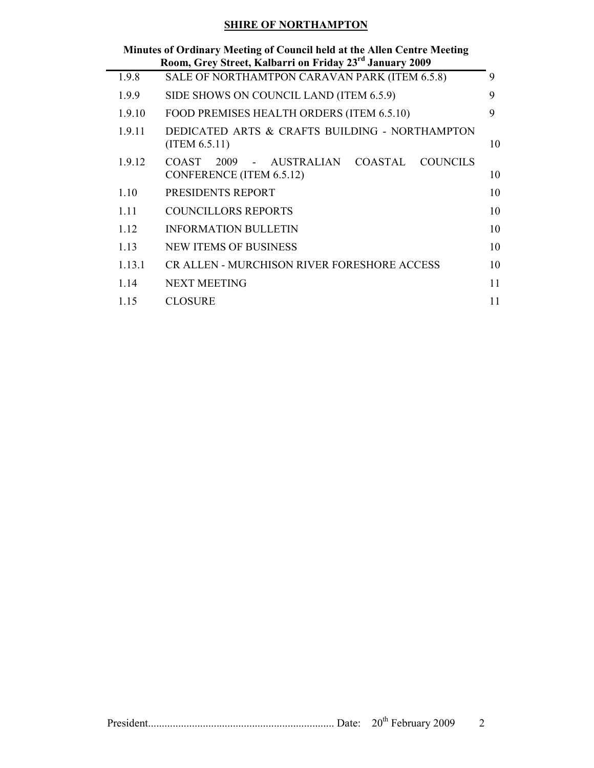| | | |
|---|---|---|
| 1.9.8 | SALE OF NORTHAMTPON CARAVAN PARK (ITEM 6.5.8) | 9 |
| 1.9.9 | SIDE SHOWS ON COUNCIL LAND (ITEM 6.5.9) | 9 |
| 1.9.10 | FOOD PREMISES HEALTH ORDERS (ITEM 6.5.10) | 9 |
| 1.9.11 | DEDICATED ARTS & CRAFTS BUILDING - NORTHAMPTON (ITEM 6.5.11) | 10 |
| 1.9.12 | COAST 2009 - AUSTRALIAN COASTAL COUNCILS CONFERENCE (ITEM 6.5.12) | 10 |
| 1.10 | PRESIDENTS REPORT | 10 |
| 1.11 | COUNCILLORS REPORTS | 10 |
| 1.12 | INFORMATION BULLETIN | 10 |
| 1.13 | NEW ITEMS OF BUSINESS | 10 |
| 1.13.1 | CR ALLEN - MURCHISON RIVER FORESHORE ACCESS | 10 |
| 1.14 | NEXT MEETING | 11 |
| 1.15 | CLOSURE | 11 |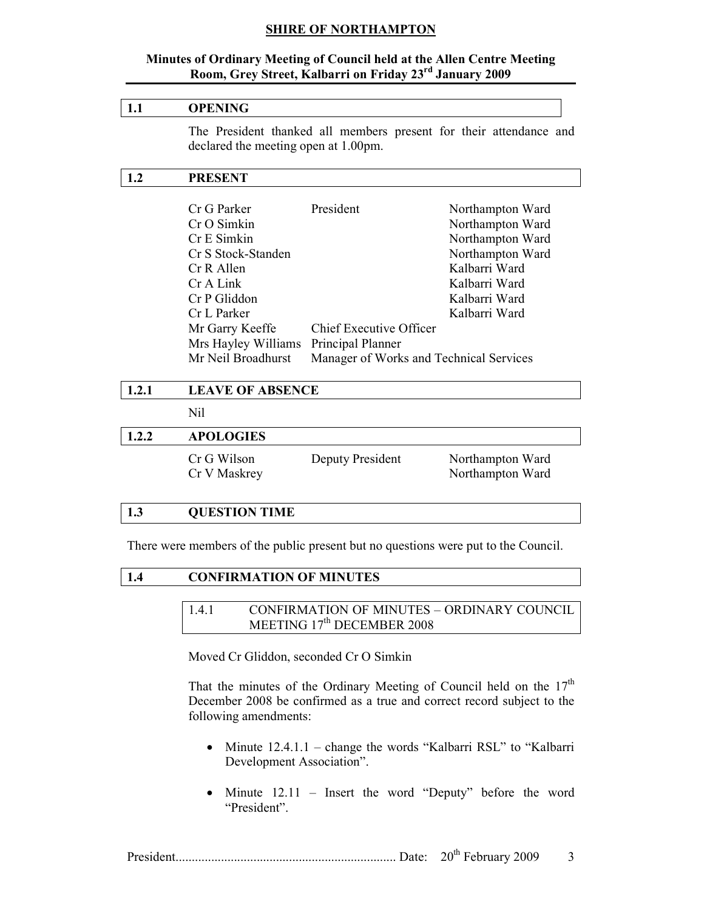**SHIRE OF NORTHAMPTON**

**Minutes of Ordinary Meeting of Council held at the Allen Centre Meeting Room, Grey Street, Kalbarri on Friday 23rd January 2009**

## 1.1 OPENING

The President thanked all members present for their attendance and declared the meeting open at 1.00pm.

## 1.2 PRESENT

| | | |
|---|---|---|
| Cr G Parker | President | Northampton Ward |
| Cr O Simkin | | Northampton Ward |
| Cr E Simkin | | Northampton Ward |
| Cr S Stock-Standen | | Northampton Ward |
| Cr R Allen | | Kalbarri Ward |
| Cr A Link | | Kalbarri Ward |
| Cr P Gliddon | | Kalbarri Ward |
| Cr L Parker | | Kalbarri Ward |
| Mr Garry Keeffe | Chief Executive Officer | |
| Mrs Hayley Williams | Principal Planner | |
| Mr Neil Broadhurst | Manager of Works and Technical Services | |

## 1.2.1 LEAVE OF ABSENCE

Nil

## 1.2.2 APOLOGIES

| | | |
|---|---|---|
| Cr G Wilson | Deputy President | Northampton Ward |
| Cr V Maskrey | | Northampton Ward |

## 1.3 QUESTION TIME

There were members of the public present but no questions were put to the Council.

## 1.4 CONFIRMATION OF MINUTES

### 1.4.1 CONFIRMATION OF MINUTES – ORDINARY COUNCIL MEETING 17th DECEMBER 2008

Moved Cr Gliddon, seconded Cr O Simkin

That the minutes of the Ordinary Meeting of Council held on the 17th December 2008 be confirmed as a true and correct record subject to the following amendments:

- Minute 12.4.1.1 – change the words "Kalbarri RSL" to "Kalbarri Development Association".
- Minute 12.11 – Insert the word "Deputy" before the word "President".

President.................................................................... Date: 20th February 2009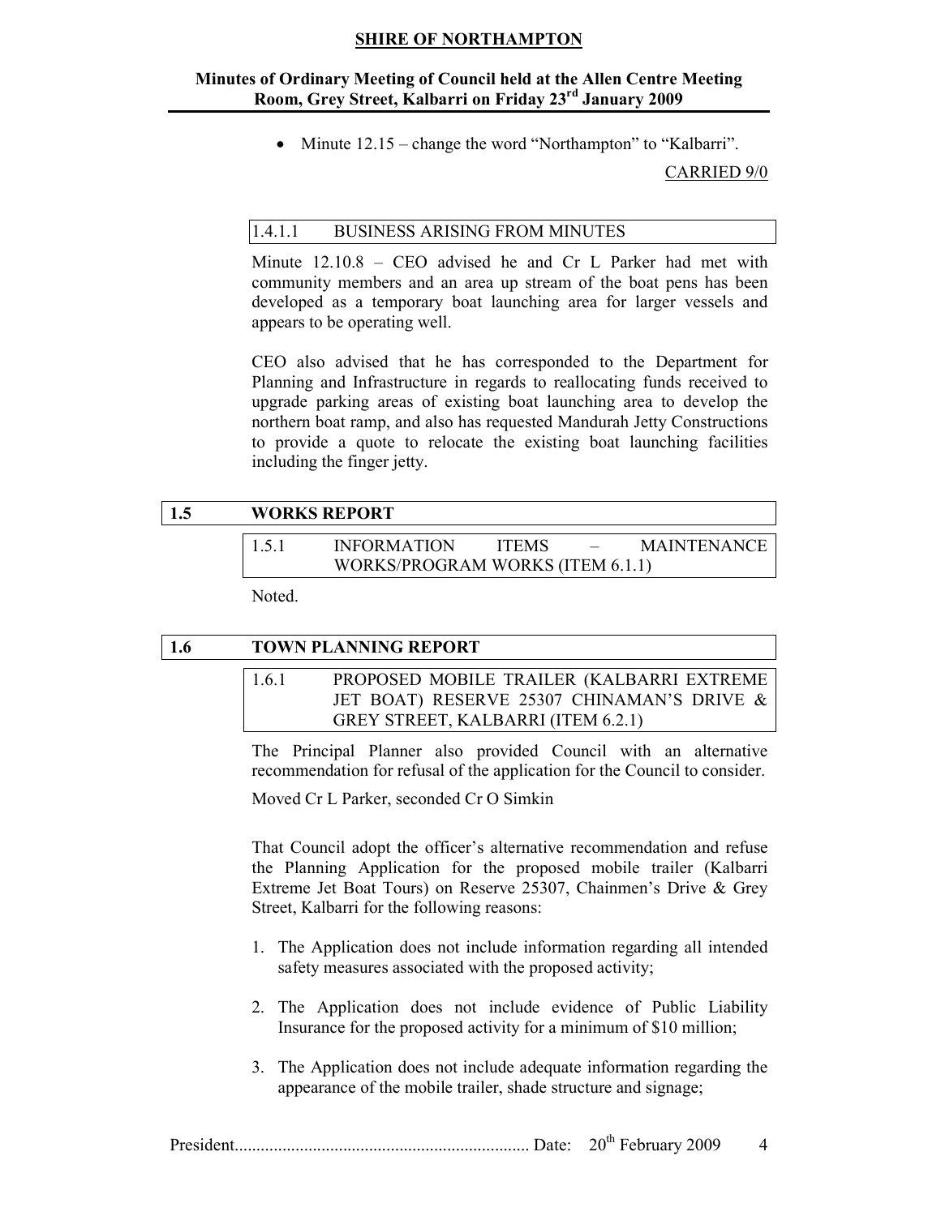- Minute 12.15 – change the word "Northampton" to "Kalbarri".

CARRIED 9/0

### 1.4.1.1 BUSINESS ARISING FROM MINUTES

Minute 12.10.8 – CEO advised he and Cr L Parker had met with community members and an area up stream of the boat pens has been developed as a temporary boat launching area for larger vessels and appears to be operating well.

CEO also advised that he has corresponded to the Department for Planning and Infrastructure in regards to reallocating funds received to upgrade parking areas of existing boat launching area to develop the northern boat ramp, and also has requested Mandurah Jetty Constructions to provide a quote to relocate the existing boat launching facilities including the finger jetty.

## 1.5 WORKS REPORT

### 1.5.1 INFORMATION ITEMS – MAINTENANCE WORKS/PROGRAM WORKS (ITEM 6.1.1)

Noted.

## 1.6 TOWN PLANNING REPORT

### 1.6.1 PROPOSED MOBILE TRAILER (KALBARRI EXTREME JET BOAT) RESERVE 25307 CHINAMAN'S DRIVE & GREY STREET, KALBARRI (ITEM 6.2.1)

The Principal Planner also provided Council with an alternative recommendation for refusal of the application for the Council to consider.

Moved Cr L Parker, seconded Cr O Simkin

That Council adopt the officer's alternative recommendation and refuse the Planning Application for the proposed mobile trailer (Kalbarri Extreme Jet Boat Tours) on Reserve 25307, Chainmen's Drive & Grey Street, Kalbarri for the following reasons:

1. The Application does not include information regarding all intended safety measures associated with the proposed activity;

2. The Application does not include evidence of Public Liability Insurance for the proposed activity for a minimum of $10 million;

3. The Application does not include adequate information regarding the appearance of the mobile trailer, shade structure and signage;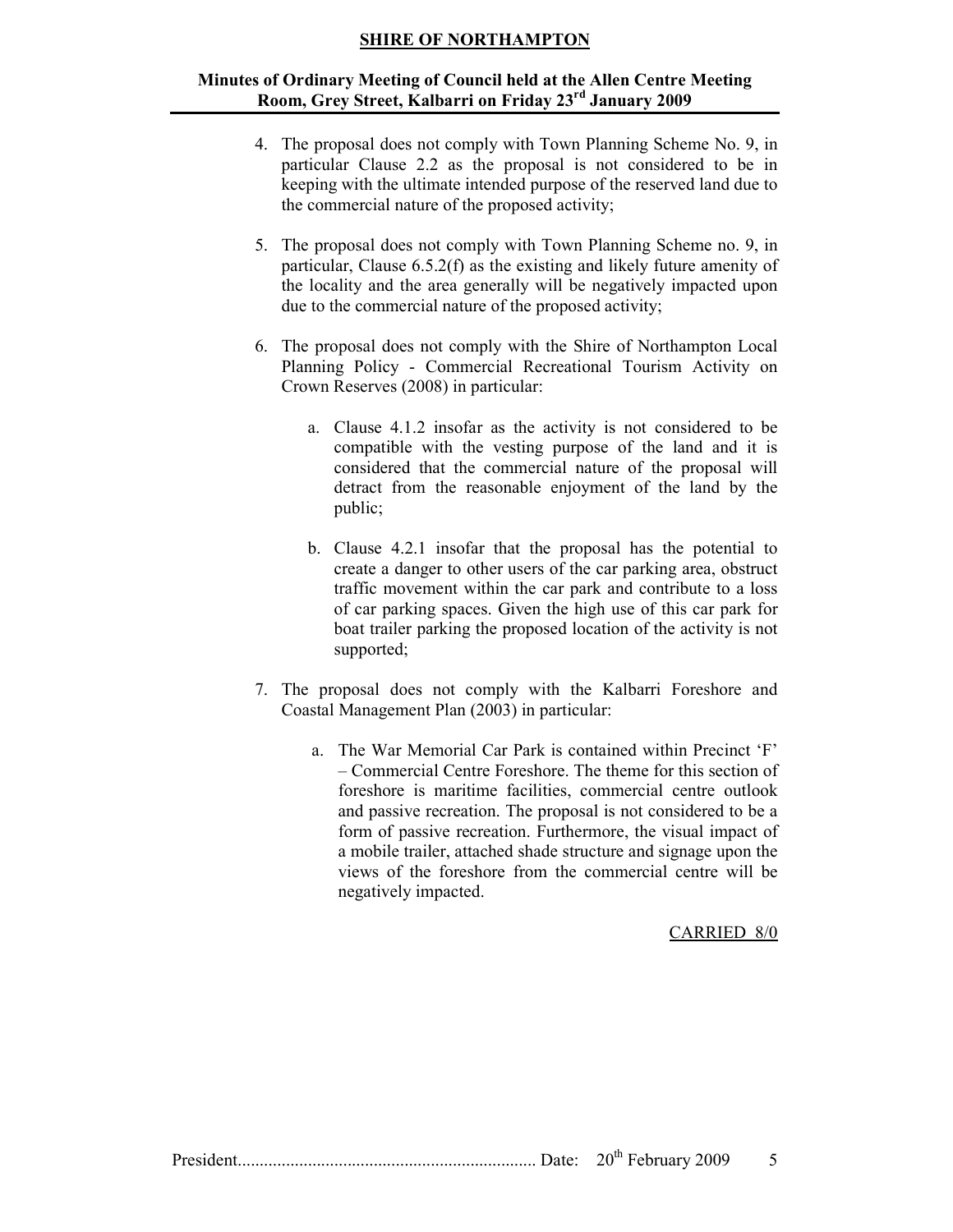4. The proposal does not comply with Town Planning Scheme No. 9, in particular Clause 2.2 as the proposal is not considered to be in keeping with the ultimate intended purpose of the reserved land due to the commercial nature of the proposed activity;

5. The proposal does not comply with Town Planning Scheme no. 9, in particular, Clause 6.5.2(f) as the existing and likely future amenity of the locality and the area generally will be negatively impacted upon due to the commercial nature of the proposed activity;

6. The proposal does not comply with the Shire of Northampton Local Planning Policy - Commercial Recreational Tourism Activity on Crown Reserves (2008) in particular:

   a. Clause 4.1.2 insofar as the activity is not considered to be compatible with the vesting purpose of the land and it is considered that the commercial nature of the proposal will detract from the reasonable enjoyment of the land by the public;

   b. Clause 4.2.1 insofar that the proposal has the potential to create a danger to other users of the car parking area, obstruct traffic movement within the car park and contribute to a loss of car parking spaces. Given the high use of this car park for boat trailer parking the proposed location of the activity is not supported;

7. The proposal does not comply with the Kalbarri Foreshore and Coastal Management Plan (2003) in particular:

   a. The War Memorial Car Park is contained within Precinct 'F' – Commercial Centre Foreshore. The theme for this section of foreshore is maritime facilities, commercial centre outlook and passive recreation. The proposal is not considered to be a form of passive recreation. Furthermore, the visual impact of a mobile trailer, attached shade structure and signage upon the views of the foreshore from the commercial centre will be negatively impacted.

CARRIED 8/0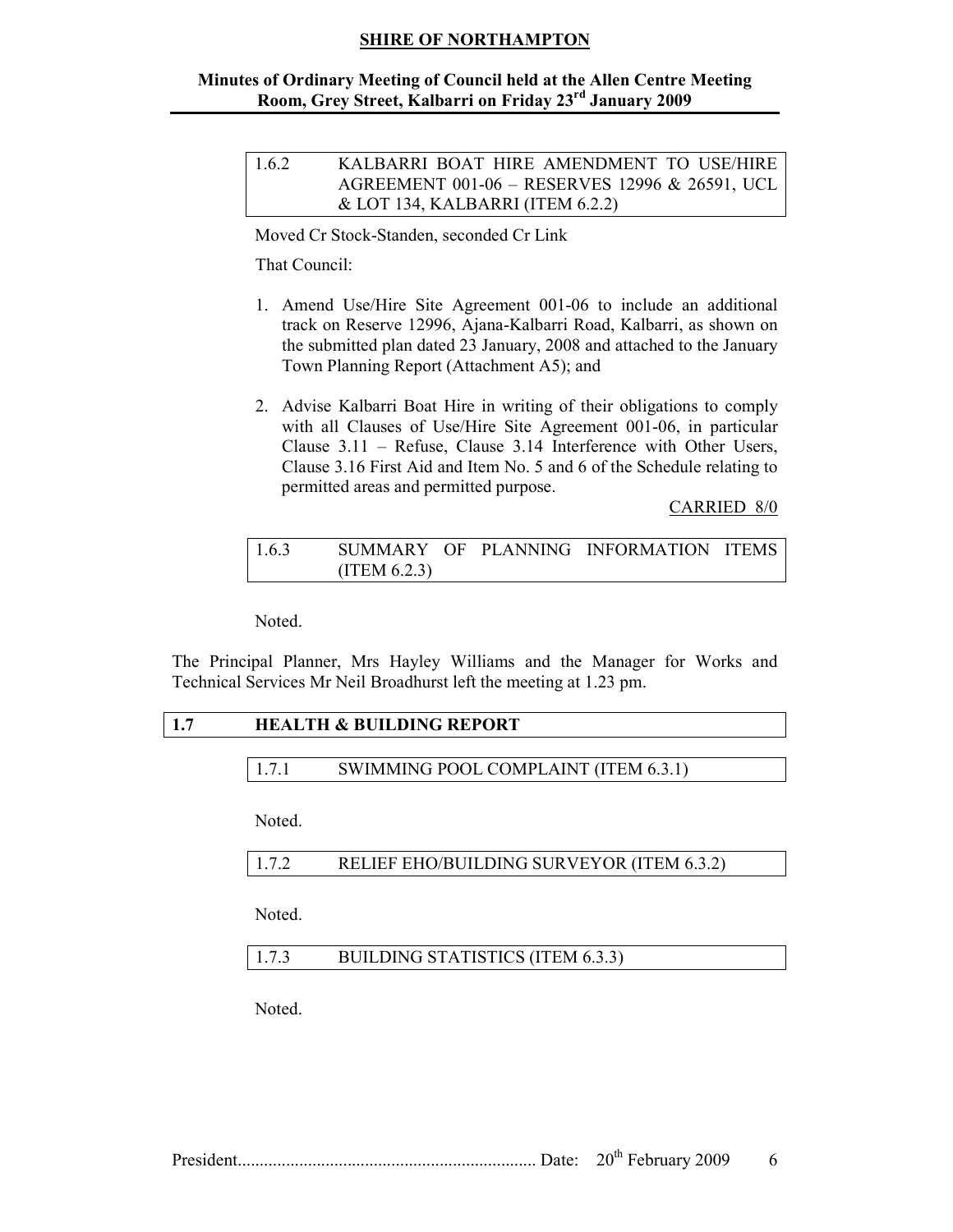### 1.6.2 KALBARRI BOAT HIRE AMENDMENT TO USE/HIRE AGREEMENT 001-06 – RESERVES 12996 & 26591, UCL & LOT 134, KALBARRI (ITEM 6.2.2)

Moved Cr Stock-Standen, seconded Cr Link

That Council:

1. Amend Use/Hire Site Agreement 001-06 to include an additional track on Reserve 12996, Ajana-Kalbarri Road, Kalbarri, as shown on the submitted plan dated 23 January, 2008 and attached to the January Town Planning Report (Attachment A5); and

2. Advise Kalbarri Boat Hire in writing of their obligations to comply with all Clauses of Use/Hire Site Agreement 001-06, in particular Clause 3.11 – Refuse, Clause 3.14 Interference with Other Users, Clause 3.16 First Aid and Item No. 5 and 6 of the Schedule relating to permitted areas and permitted purpose.

CARRIED 8/0

### 1.6.3 SUMMARY OF PLANNING INFORMATION ITEMS (ITEM 6.2.3)

Noted.

The Principal Planner, Mrs Hayley Williams and the Manager for Works and Technical Services Mr Neil Broadhurst left the meeting at 1.23 pm.

## 1.7 HEALTH & BUILDING REPORT

### 1.7.1 SWIMMING POOL COMPLAINT (ITEM 6.3.1)

Noted.

### 1.7.2 RELIEF EHO/BUILDING SURVEYOR (ITEM 6.3.2)

Noted.

### 1.7.3 BUILDING STATISTICS (ITEM 6.3.3)

Noted.

President.................................................................... Date: 20th February 2009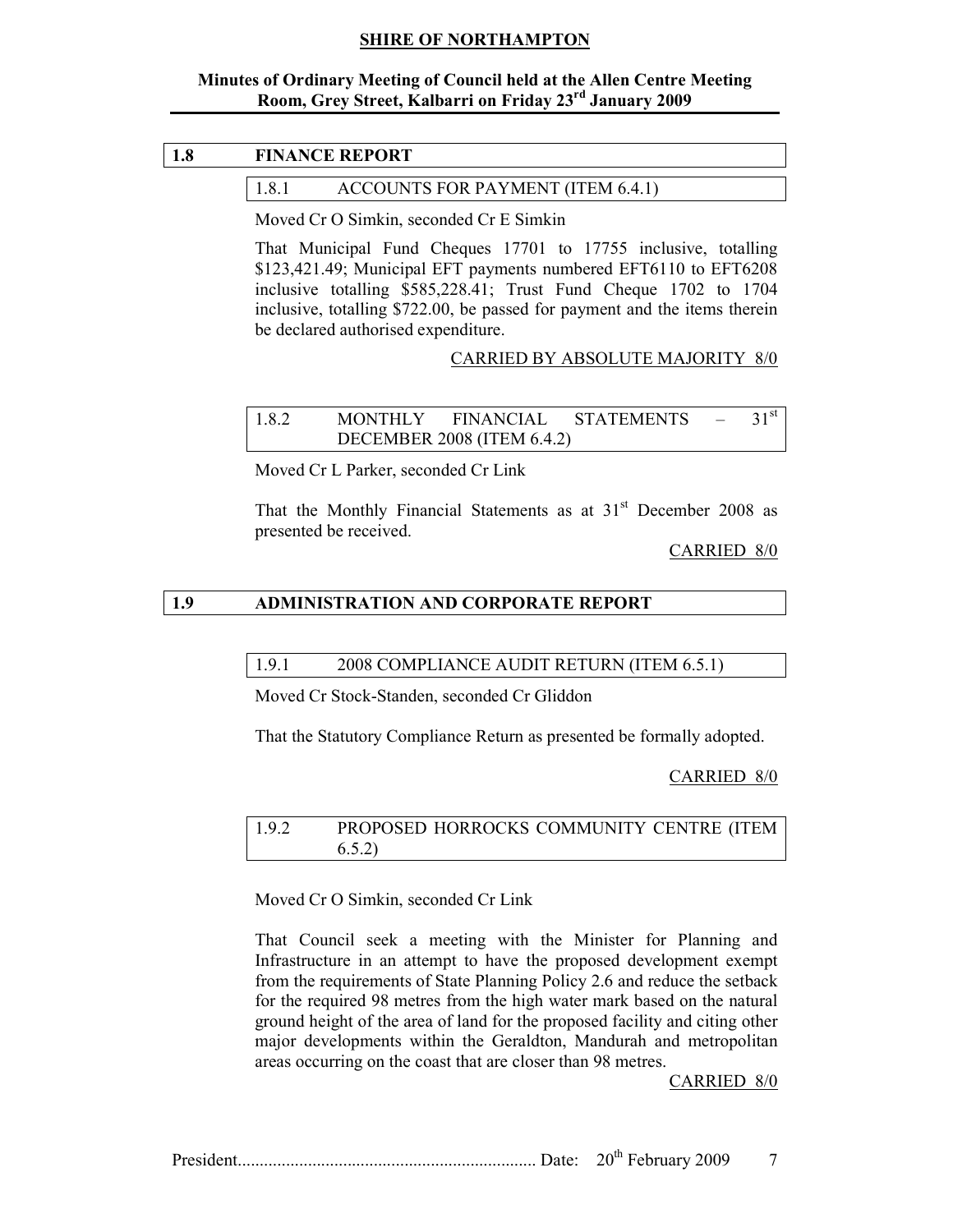## 1.8 FINANCE REPORT

### 1.8.1 ACCOUNTS FOR PAYMENT (ITEM 6.4.1)

Moved Cr O Simkin, seconded Cr E Simkin

That Municipal Fund Cheques 17701 to 17755 inclusive, totalling $123,421.49; Municipal EFT payments numbered EFT6110 to EFT6208 inclusive totalling $585,228.41; Trust Fund Cheque 1702 to 1704 inclusive, totalling $722.00, be passed for payment and the items therein be declared authorised expenditure.

CARRIED BY ABSOLUTE MAJORITY 8/0

### 1.8.2 MONTHLY FINANCIAL STATEMENTS – 31st DECEMBER 2008 (ITEM 6.4.2)

Moved Cr L Parker, seconded Cr Link

That the Monthly Financial Statements as at 31st December 2008 as presented be received.

CARRIED 8/0

## 1.9 ADMINISTRATION AND CORPORATE REPORT

### 1.9.1 2008 COMPLIANCE AUDIT RETURN (ITEM 6.5.1)

Moved Cr Stock-Standen, seconded Cr Gliddon

That the Statutory Compliance Return as presented be formally adopted.

CARRIED 8/0

### 1.9.2 PROPOSED HORROCKS COMMUNITY CENTRE (ITEM 6.5.2)

Moved Cr O Simkin, seconded Cr Link

That Council seek a meeting with the Minister for Planning and Infrastructure in an attempt to have the proposed development exempt from the requirements of State Planning Policy 2.6 and reduce the setback for the required 98 metres from the high water mark based on the natural ground height of the area of land for the proposed facility and citing other major developments within the Geraldton, Mandurah and metropolitan areas occurring on the coast that are closer than 98 metres.

CARRIED 8/0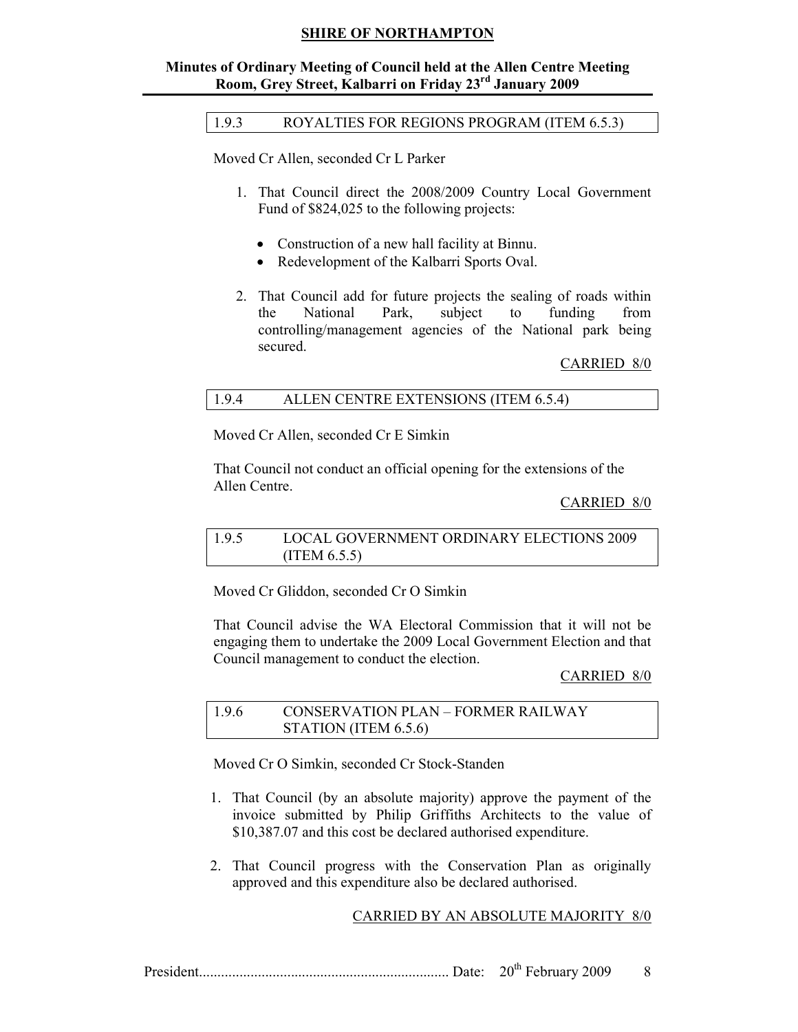### 1.9.3 ROYALTIES FOR REGIONS PROGRAM (ITEM 6.5.3)

Moved Cr Allen, seconded Cr L Parker

1. That Council direct the 2008/2009 Country Local Government Fund of $824,025 to the following projects:

   - Construction of a new hall facility at Binnu.
   - Redevelopment of the Kalbarri Sports Oval.

2. That Council add for future projects the sealing of roads within the National Park, subject to funding from controlling/management agencies of the National park being secured.

CARRIED 8/0

### 1.9.4 ALLEN CENTRE EXTENSIONS (ITEM 6.5.4)

Moved Cr Allen, seconded Cr E Simkin

That Council not conduct an official opening for the extensions of the Allen Centre.

CARRIED 8/0

### 1.9.5 LOCAL GOVERNMENT ORDINARY ELECTIONS 2009 (ITEM 6.5.5)

Moved Cr Gliddon, seconded Cr O Simkin

That Council advise the WA Electoral Commission that it will not be engaging them to undertake the 2009 Local Government Election and that Council management to conduct the election.

CARRIED 8/0

### 1.9.6 CONSERVATION PLAN – FORMER RAILWAY STATION (ITEM 6.5.6)

Moved Cr O Simkin, seconded Cr Stock-Standen

1. That Council (by an absolute majority) approve the payment of the invoice submitted by Philip Griffiths Architects to the value of $10,387.07 and this cost be declared authorised expenditure.

2. That Council progress with the Conservation Plan as originally approved and this expenditure also be declared authorised.

CARRIED BY AN ABSOLUTE MAJORITY 8/0

President.................................................................... Date: 20th February 2009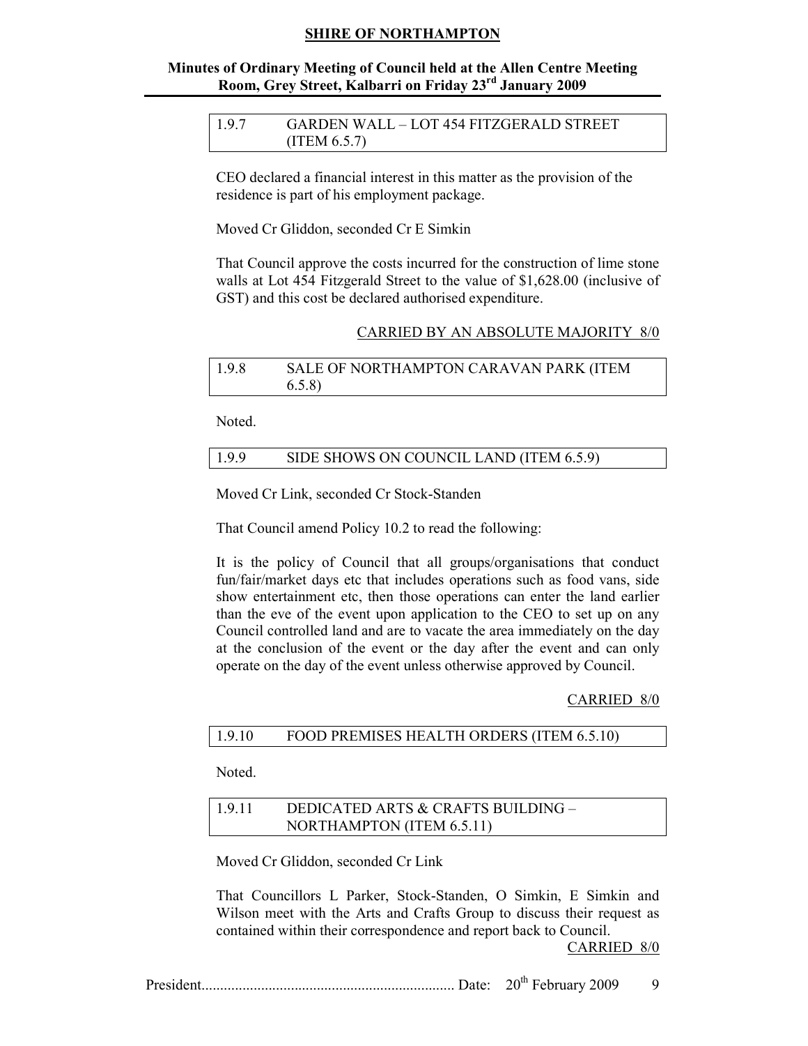### 1.9.7 GARDEN WALL – LOT 454 FITZGERALD STREET (ITEM 6.5.7)

CEO declared a financial interest in this matter as the provision of the residence is part of his employment package.

Moved Cr Gliddon, seconded Cr E Simkin

That Council approve the costs incurred for the construction of lime stone walls at Lot 454 Fitzgerald Street to the value of $1,628.00 (inclusive of GST) and this cost be declared authorised expenditure.

CARRIED BY AN ABSOLUTE MAJORITY 8/0

### 1.9.8 SALE OF NORTHAMPTON CARAVAN PARK (ITEM 6.5.8)

Noted.

### 1.9.9 SIDE SHOWS ON COUNCIL LAND (ITEM 6.5.9)

Moved Cr Link, seconded Cr Stock-Standen

That Council amend Policy 10.2 to read the following:

It is the policy of Council that all groups/organisations that conduct fun/fair/market days etc that includes operations such as food vans, side show entertainment etc, then those operations can enter the land earlier than the eve of the event upon application to the CEO to set up on any Council controlled land and are to vacate the area immediately on the day at the conclusion of the event or the day after the event and can only operate on the day of the event unless otherwise approved by Council.

CARRIED 8/0

### 1.9.10 FOOD PREMISES HEALTH ORDERS (ITEM 6.5.10)

Noted.

### 1.9.11 DEDICATED ARTS & CRAFTS BUILDING – NORTHAMPTON (ITEM 6.5.11)

Moved Cr Gliddon, seconded Cr Link

That Councillors L Parker, Stock-Standen, O Simkin, E Simkin and Wilson meet with the Arts and Crafts Group to discuss their request as contained within their correspondence and report back to Council.

CARRIED 8/0

President.................................................................... Date: 20th February 2009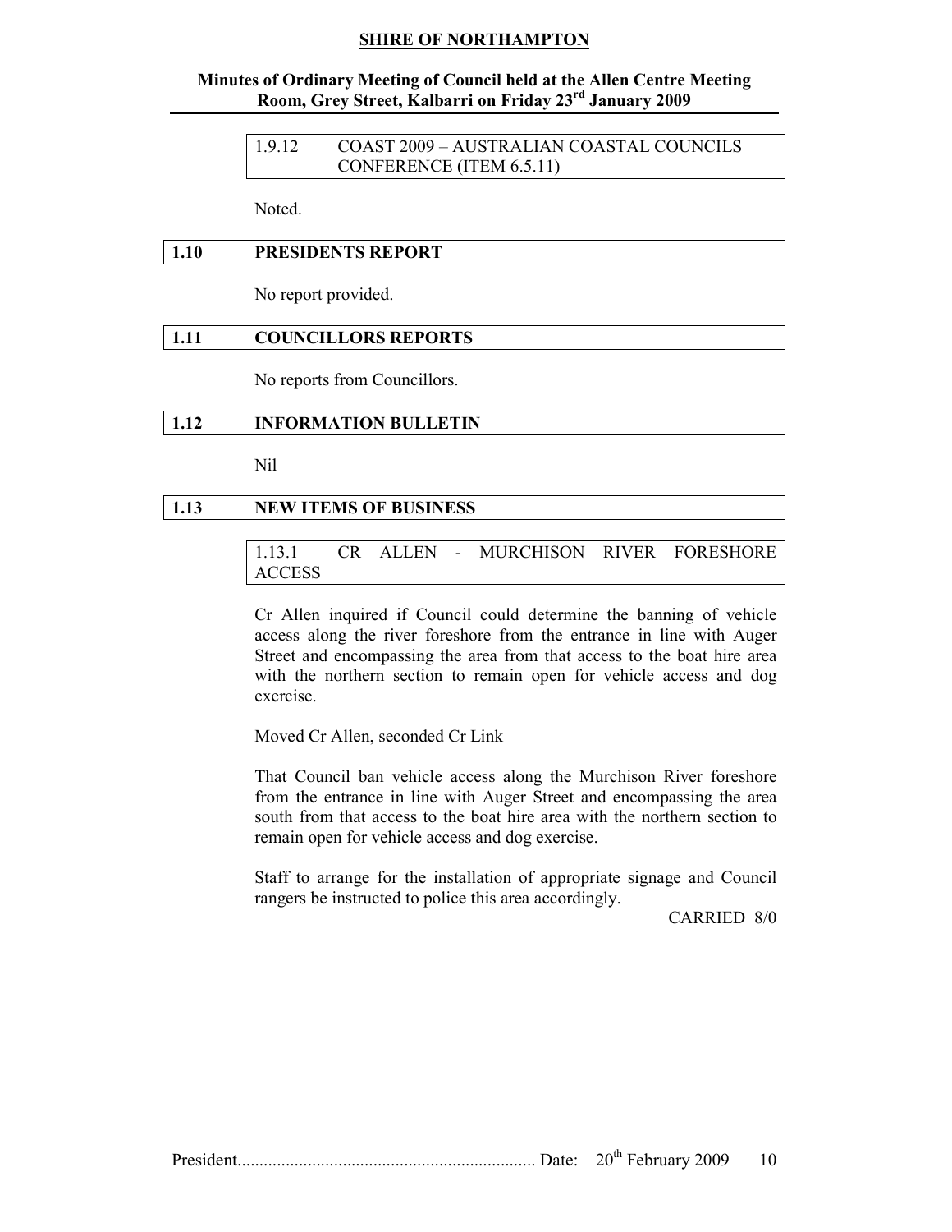### 1.9.12 COAST 2009 – AUSTRALIAN COASTAL COUNCILS CONFERENCE (ITEM 6.5.11)

Noted.

## 1.10 PRESIDENTS REPORT

No report provided.

## 1.11 COUNCILLORS REPORTS

No reports from Councillors.

## 1.12 INFORMATION BULLETIN

Nil

## 1.13 NEW ITEMS OF BUSINESS

### 1.13.1 CR ALLEN - MURCHISON RIVER FORESHORE ACCESS

Cr Allen inquired if Council could determine the banning of vehicle access along the river foreshore from the entrance in line with Auger Street and encompassing the area from that access to the boat hire area with the northern section to remain open for vehicle access and dog exercise.

Moved Cr Allen, seconded Cr Link

That Council ban vehicle access along the Murchison River foreshore from the entrance in line with Auger Street and encompassing the area south from that access to the boat hire area with the northern section to remain open for vehicle access and dog exercise.

Staff to arrange for the installation of appropriate signage and Council rangers be instructed to police this area accordingly.

CARRIED 8/0

President.................................................................... Date: 20th February 2009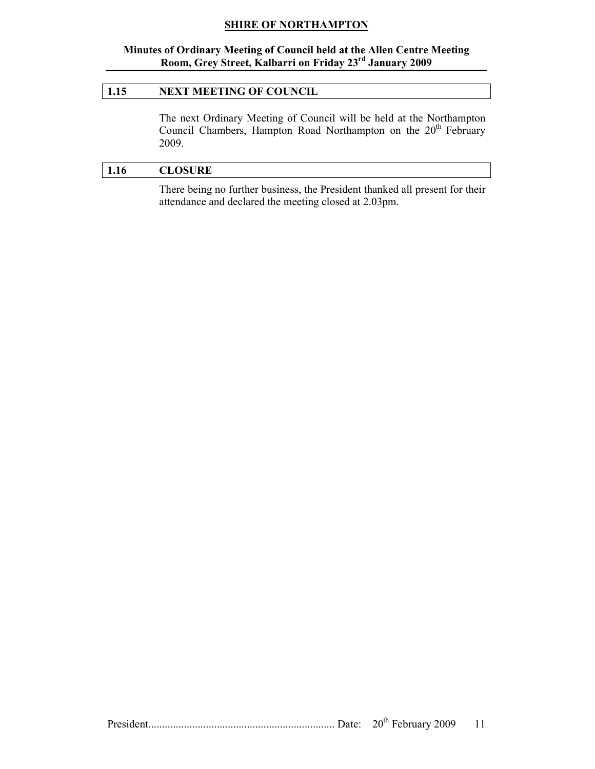## 1.15 NEXT MEETING OF COUNCIL

The next Ordinary Meeting of Council will be held at the Northampton Council Chambers, Hampton Road Northampton on the 20th February 2009.

## 1.16 CLOSURE

There being no further business, the President thanked all present for their attendance and declared the meeting closed at 2.03pm.

President.................................................................... Date: 20th February 2009